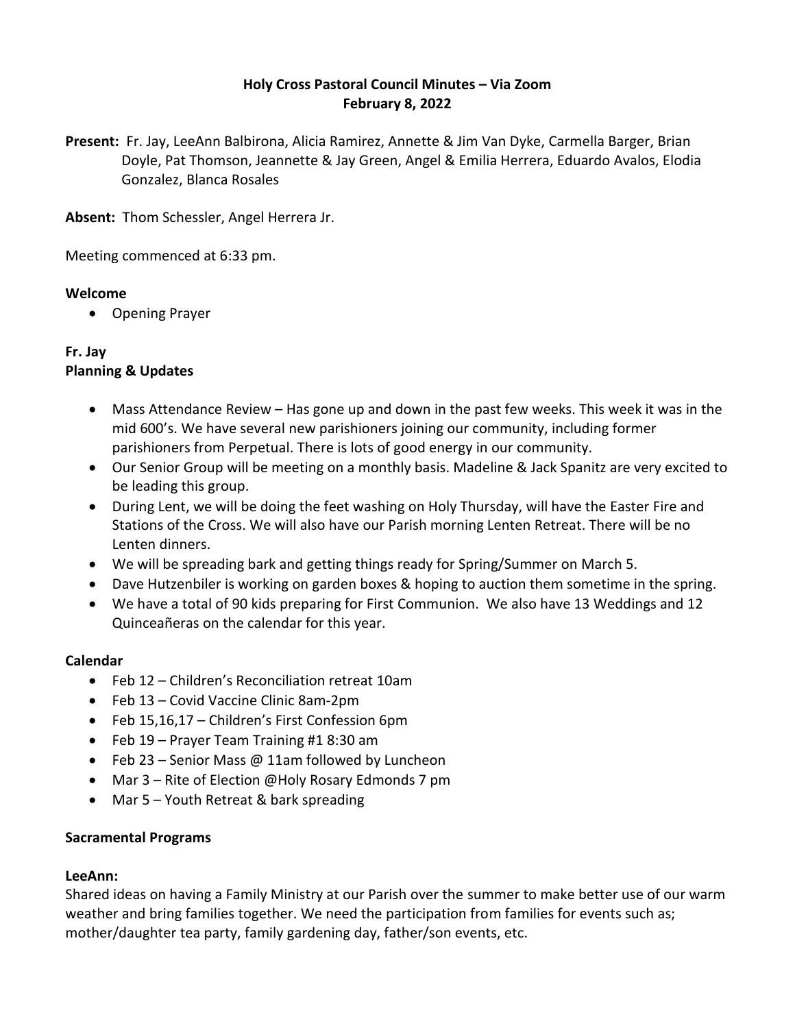**Holy Cross Pastoral Council Minutes – Via Zoom**
**February 8, 2022**

**Present:** Fr. Jay, LeeAnn Balbirona, Alicia Ramirez, Annette & Jim Van Dyke, Carmella Barger, Brian Doyle, Pat Thomson, Jeannette & Jay Green, Angel & Emilia Herrera, Eduardo Avalos, Elodia Gonzalez, Blanca Rosales

**Absent:** Thom Schessler, Angel Herrera Jr.

Meeting commenced at 6:33 pm.

**Welcome**

- Opening Prayer

**Fr. Jay**
**Planning & Updates**

- Mass Attendance Review – Has gone up and down in the past few weeks. This week it was in the mid 600's. We have several new parishioners joining our community, including former parishioners from Perpetual. There is lots of good energy in our community.
- Our Senior Group will be meeting on a monthly basis. Madeline & Jack Spanitz are very excited to be leading this group.
- During Lent, we will be doing the feet washing on Holy Thursday, will have the Easter Fire and Stations of the Cross. We will also have our Parish morning Lenten Retreat. There will be no Lenten dinners.
- We will be spreading bark and getting things ready for Spring/Summer on March 5.
- Dave Hutzenbiler is working on garden boxes & hoping to auction them sometime in the spring.
- We have a total of 90 kids preparing for First Communion. We also have 13 Weddings and 12 Quinceañeras on the calendar for this year.

**Calendar**

- Feb 12 – Children's Reconciliation retreat 10am
- Feb 13 – Covid Vaccine Clinic 8am-2pm
- Feb 15,16,17 – Children's First Confession 6pm
- Feb 19 – Prayer Team Training #1 8:30 am
- Feb 23 – Senior Mass @ 11am followed by Luncheon
- Mar 3 – Rite of Election @Holy Rosary Edmonds 7 pm
- Mar 5 – Youth Retreat & bark spreading

**Sacramental Programs**

**LeeAnn:**
Shared ideas on having a Family Ministry at our Parish over the summer to make better use of our warm weather and bring families together. We need the participation from families for events such as; mother/daughter tea party, family gardening day, father/son events, etc.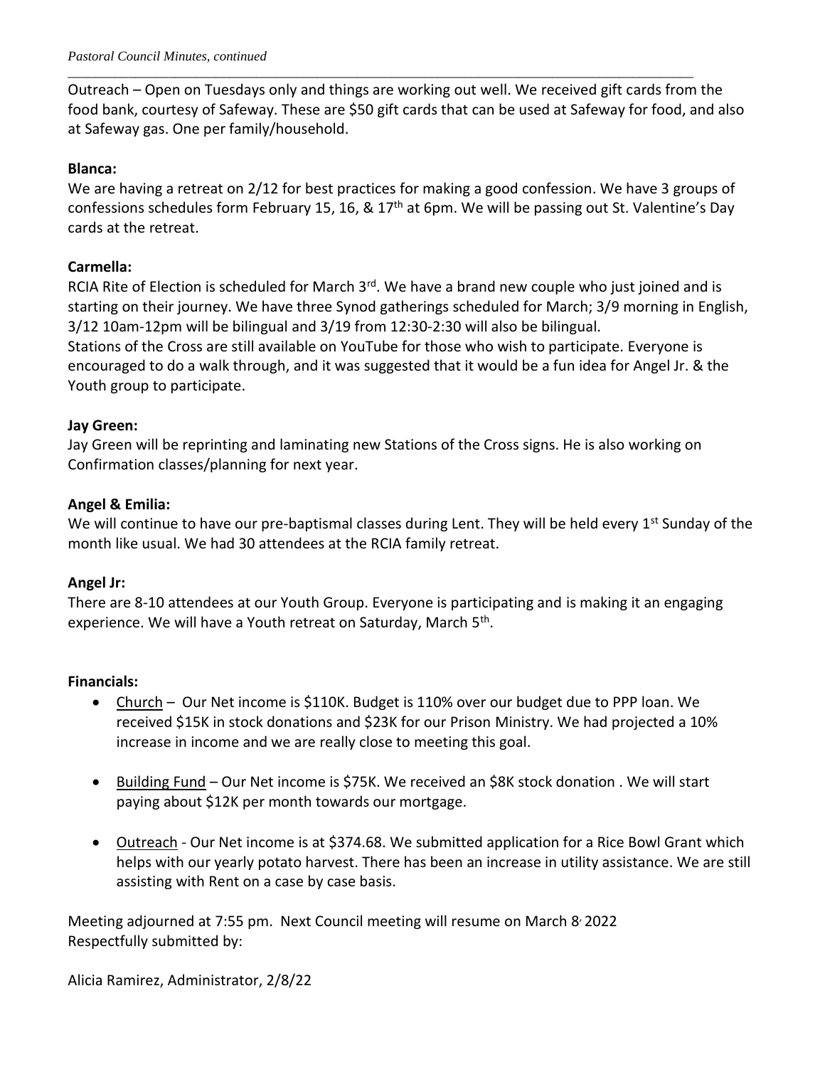Outreach – Open on Tuesdays only and things are working out well. We received gift cards from the food bank, courtesy of Safeway. These are $50 gift cards that can be used at Safeway for food, and also at Safeway gas. One per family/household.

**Blanca:**
We are having a retreat on 2/12 for best practices for making a good confession. We have 3 groups of confessions schedules form February 15, 16, & 17th at 6pm. We will be passing out St. Valentine's Day cards at the retreat.

**Carmella:**
RCIA Rite of Election is scheduled for March 3rd. We have a brand new couple who just joined and is starting on their journey. We have three Synod gatherings scheduled for March; 3/9 morning in English, 3/12 10am-12pm will be bilingual and 3/19 from 12:30-2:30 will also be bilingual.
Stations of the Cross are still available on YouTube for those who wish to participate. Everyone is encouraged to do a walk through, and it was suggested that it would be a fun idea for Angel Jr. & the Youth group to participate.

**Jay Green:**
Jay Green will be reprinting and laminating new Stations of the Cross signs. He is also working on Confirmation classes/planning for next year.

**Angel & Emilia:**
We will continue to have our pre-baptismal classes during Lent. They will be held every 1st Sunday of the month like usual. We had 30 attendees at the RCIA family retreat.

**Angel Jr:**
There are 8-10 attendees at our Youth Group. Everyone is participating and is making it an engaging experience. We will have a Youth retreat on Saturday, March 5th.

**Financials:**

- Church – Our Net income is $110K. Budget is 110% over our budget due to PPP loan. We received $15K in stock donations and $23K for our Prison Ministry. We had projected a 10% increase in income and we are really close to meeting this goal.
- Building Fund – Our Net income is $75K. We received an $8K stock donation . We will start paying about $12K per month towards our mortgage.
- Outreach - Our Net income is at $374.68. We submitted application for a Rice Bowl Grant which helps with our yearly potato harvest. There has been an increase in utility assistance. We are still assisting with Rent on a case by case basis.

Meeting adjourned at 7:55 pm. Next Council meeting will resume on March 8, 2022
Respectfully submitted by:

Alicia Ramirez, Administrator, 2/8/22